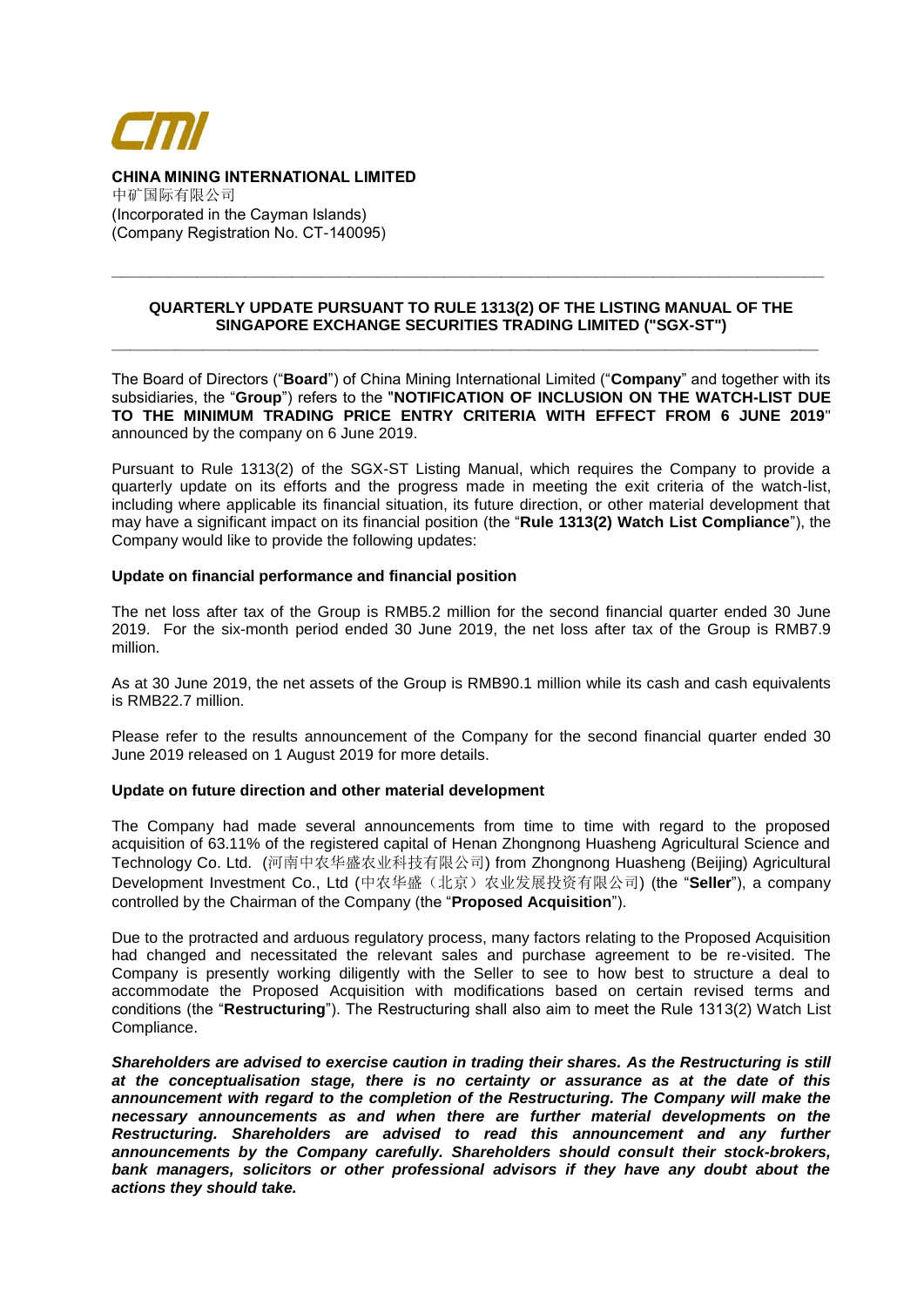**CHINA MINING INTERNATIONAL LIMITED**
中矿国际有限公司
(Incorporated in the Cayman Islands)
(Company Registration No. CT-140095)

---

**QUARTERLY UPDATE PURSUANT TO RULE 1313(2) OF THE LISTING MANUAL OF THE SINGAPORE EXCHANGE SECURITIES TRADING LIMITED ("SGX-ST")**

---

The Board of Directors ("**Board**") of China Mining International Limited ("**Company**" and together with its subsidiaries, the "**Group**") refers to the "**NOTIFICATION OF INCLUSION ON THE WATCH-LIST DUE TO THE MINIMUM TRADING PRICE ENTRY CRITERIA WITH EFFECT FROM 6 JUNE 2019**" announced by the company on 6 June 2019.

Pursuant to Rule 1313(2) of the SGX-ST Listing Manual, which requires the Company to provide a quarterly update on its efforts and the progress made in meeting the exit criteria of the watch-list, including where applicable its financial situation, its future direction, or other material development that may have a significant impact on its financial position (the "**Rule 1313(2) Watch List Compliance**"), the Company would like to provide the following updates:

**Update on financial performance and financial position**

The net loss after tax of the Group is RMB5.2 million for the second financial quarter ended 30 June 2019. For the six-month period ended 30 June 2019, the net loss after tax of the Group is RMB7.9 million.

As at 30 June 2019, the net assets of the Group is RMB90.1 million while its cash and cash equivalents is RMB22.7 million.

Please refer to the results announcement of the Company for the second financial quarter ended 30 June 2019 released on 1 August 2019 for more details.

**Update on future direction and other material development**

The Company had made several announcements from time to time with regard to the proposed acquisition of 63.11% of the registered capital of Henan Zhongnong Huasheng Agricultural Science and Technology Co. Ltd. (河南中农华盛农业科技有限公司) from Zhongnong Huasheng (Beijing) Agricultural Development Investment Co., Ltd (中农华盛（北京）农业发展投资有限公司) (the "**Seller**"), a company controlled by the Chairman of the Company (the "**Proposed Acquisition**").

Due to the protracted and arduous regulatory process, many factors relating to the Proposed Acquisition had changed and necessitated the relevant sales and purchase agreement to be re-visited. The Company is presently working diligently with the Seller to see to how best to structure a deal to accommodate the Proposed Acquisition with modifications based on certain revised terms and conditions (the "**Restructuring**"). The Restructuring shall also aim to meet the Rule 1313(2) Watch List Compliance.

***Shareholders are advised to exercise caution in trading their shares. As the Restructuring is still at the conceptualisation stage, there is no certainty or assurance as at the date of this announcement with regard to the completion of the Restructuring. The Company will make the necessary announcements as and when there are further material developments on the Restructuring. Shareholders are advised to read this announcement and any further announcements by the Company carefully. Shareholders should consult their stock-brokers, bank managers, solicitors or other professional advisors if they have any doubt about the actions they should take.***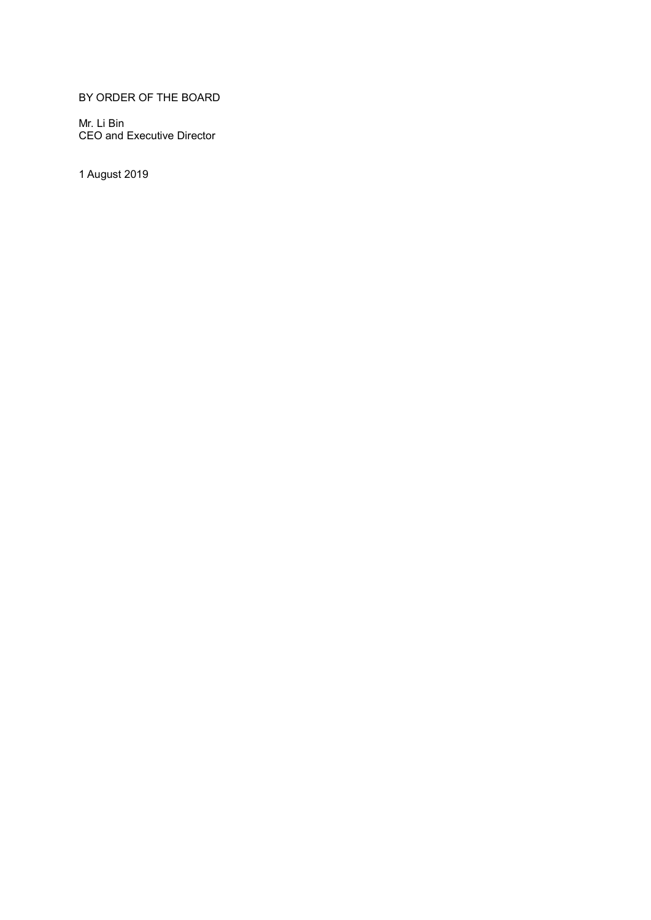BY ORDER OF THE BOARD

Mr. Li Bin
CEO and Executive Director

1 August 2019